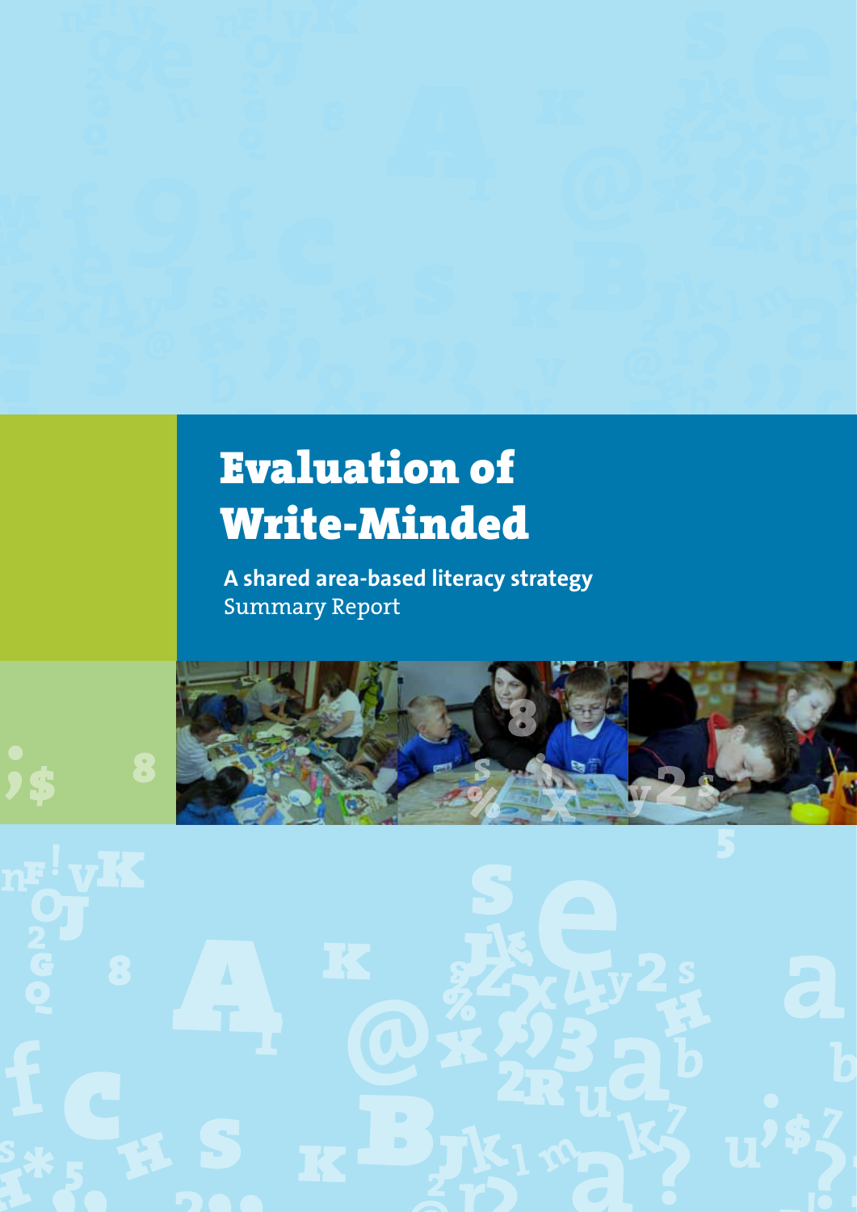# Evaluation of Write-Minded

**A shared area-based literacy strategy**

Summary Report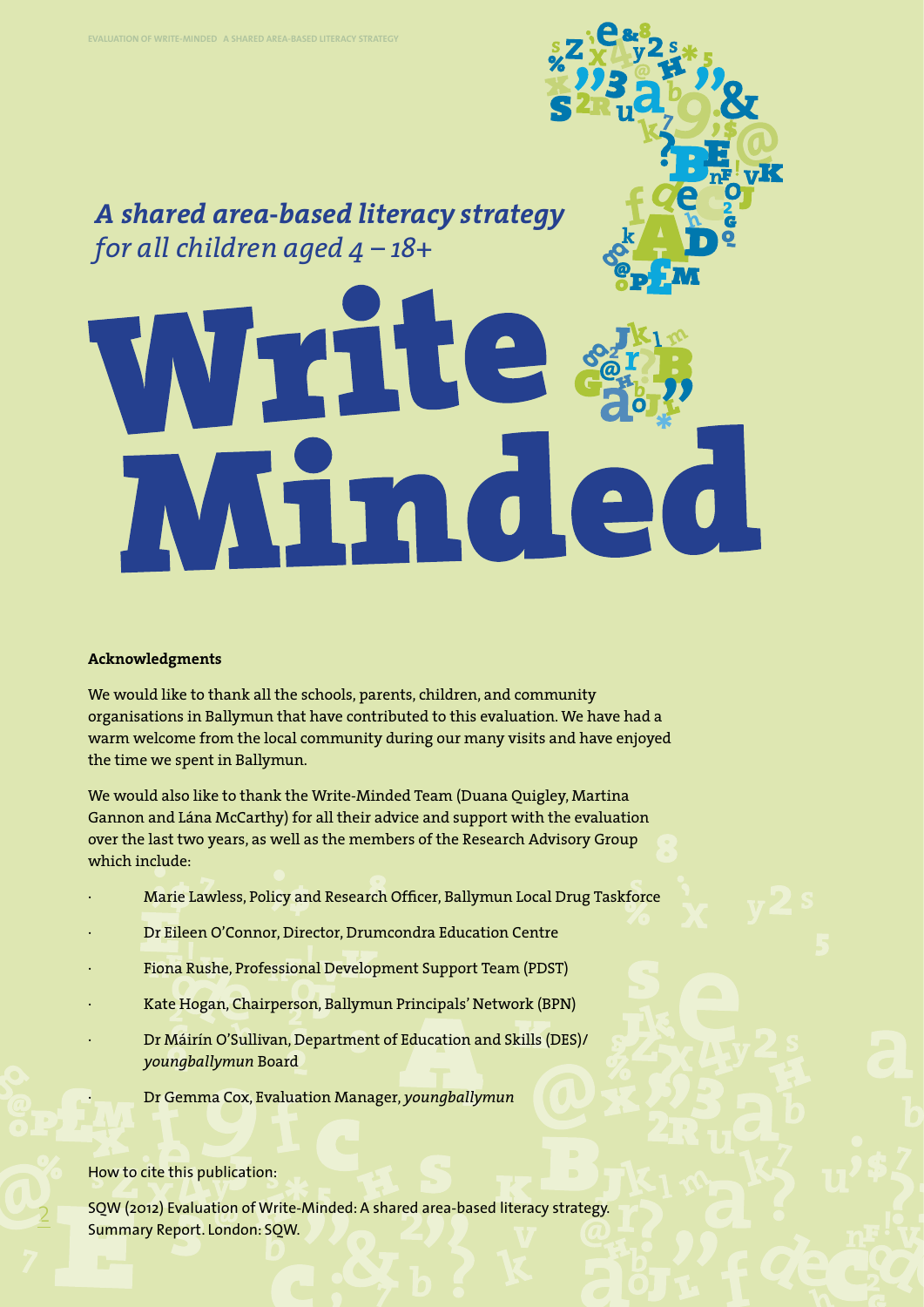*A shared area-based literacy strategy*
*for all children aged 4 – 18+*

# Write Minded

**Acknowledgments**

We would like to thank all the schools, parents, children, and community organisations in Ballymun that have contributed to this evaluation. We have had a warm welcome from the local community during our many visits and have enjoyed the time we spent in Ballymun.

We would also like to thank the Write-Minded Team (Duana Quigley, Martina Gannon and Lána McCarthy) for all their advice and support with the evaluation over the last two years, as well as the members of the Research Advisory Group which include:

- Marie Lawless, Policy and Research Officer, Ballymun Local Drug Taskforce
- Dr Eileen O'Connor, Director, Drumcondra Education Centre
- Fiona Rushe, Professional Development Support Team (PDST)
- Kate Hogan, Chairperson, Ballymun Principals' Network (BPN)
- Dr Máirín O'Sullivan, Department of Education and Skills (DES)/ *youngballymun* Board
- Dr Gemma Cox, Evaluation Manager, *youngballymun*

How to cite this publication:

SQW (2012) Evaluation of Write-Minded: A shared area-based literacy strategy. Summary Report. London: SQW.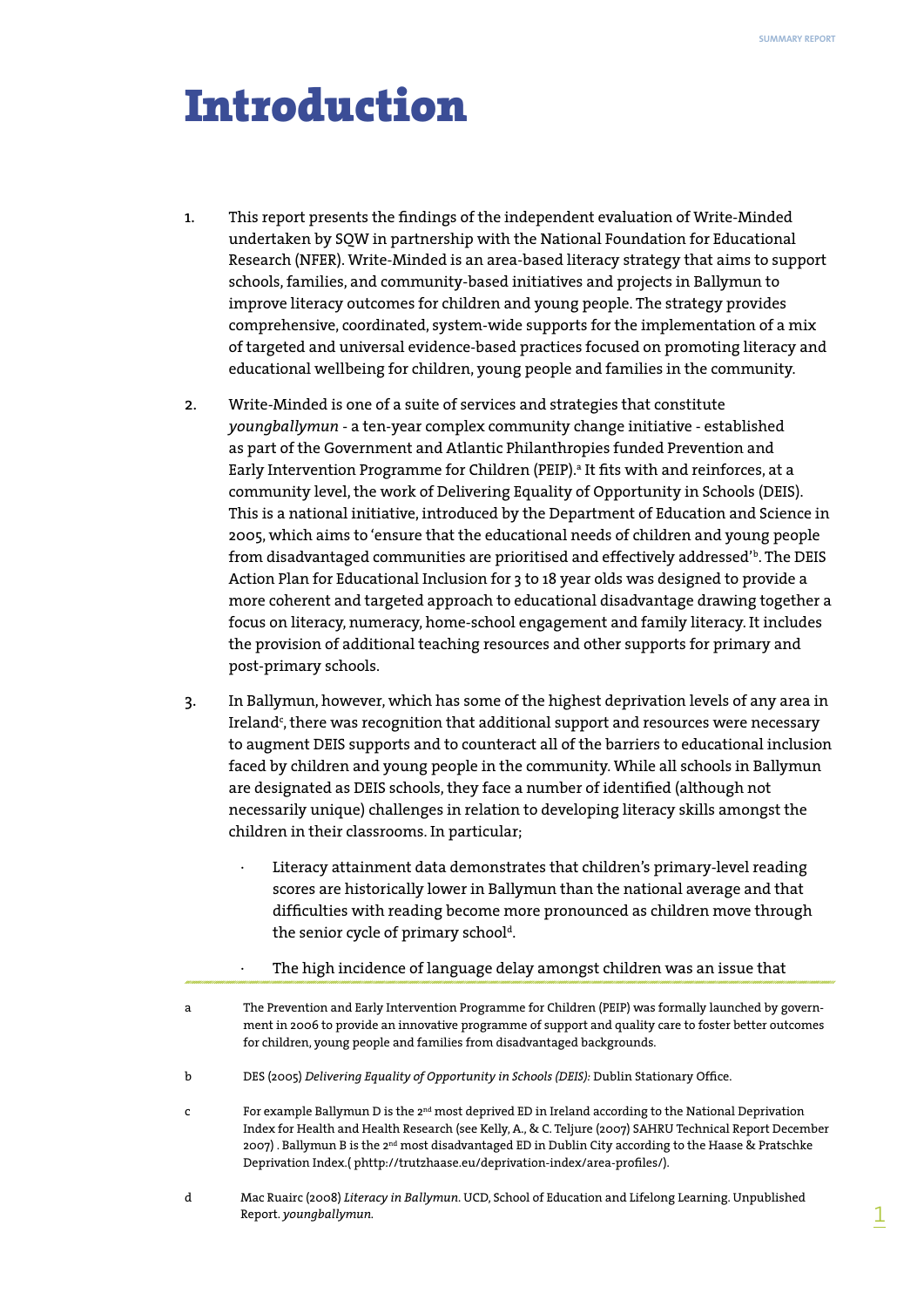# Introduction

1. This report presents the findings of the independent evaluation of Write-Minded undertaken by SQW in partnership with the National Foundation for Educational Research (NFER). Write-Minded is an area-based literacy strategy that aims to support schools, families, and community-based initiatives and projects in Ballymun to improve literacy outcomes for children and young people. The strategy provides comprehensive, coordinated, system-wide supports for the implementation of a mix of targeted and universal evidence-based practices focused on promoting literacy and educational wellbeing for children, young people and families in the community.

2. Write-Minded is one of a suite of services and strategies that constitute *youngballymun* - a ten-year complex community change initiative - established as part of the Government and Atlantic Philanthropies funded Prevention and Early Intervention Programme for Children (PEIP).[a] It fits with and reinforces, at a community level, the work of Delivering Equality of Opportunity in Schools (DEIS). This is a national initiative, introduced by the Department of Education and Science in 2005, which aims to 'ensure that the educational needs of children and young people from disadvantaged communities are prioritised and effectively addressed'[b]. The DEIS Action Plan for Educational Inclusion for 3 to 18 year olds was designed to provide a more coherent and targeted approach to educational disadvantage drawing together a focus on literacy, numeracy, home-school engagement and family literacy. It includes the provision of additional teaching resources and other supports for primary and post-primary schools.

3. In Ballymun, however, which has some of the highest deprivation levels of any area in Ireland[c], there was recognition that additional support and resources were necessary to augment DEIS supports and to counteract all of the barriers to educational inclusion faced by children and young people in the community. While all schools in Ballymun are designated as DEIS schools, they face a number of identified (although not necessarily unique) challenges in relation to developing literacy skills amongst the children in their classrooms. In particular;

   - Literacy attainment data demonstrates that children's primary-level reading scores are historically lower in Ballymun than the national average and that difficulties with reading become more pronounced as children move through the senior cycle of primary school[d].
   - The high incidence of language delay amongst children was an issue that

---

a The Prevention and Early Intervention Programme for Children (PEIP) was formally launched by government in 2006 to provide an innovative programme of support and quality care to foster better outcomes for children, young people and families from disadvantaged backgrounds.

b DES (2005) *Delivering Equality of Opportunity in Schools (DEIS):* Dublin Stationary Office.

c For example Ballymun D is the 2nd most deprived ED in Ireland according to the National Deprivation Index for Health and Health Research (see Kelly, A., & C. Teljure (2007) SAHRU Technical Report December 2007) . Ballymun B is the 2nd most disadvantaged ED in Dublin City according to the Haase & Pratschke Deprivation Index.( phttp://trutzhaase.eu/deprivation-index/area-profiles/).

d Mac Ruairc (2008) *Literacy in Ballymun.* UCD, School of Education and Lifelong Learning. Unpublished Report. *youngballymun.*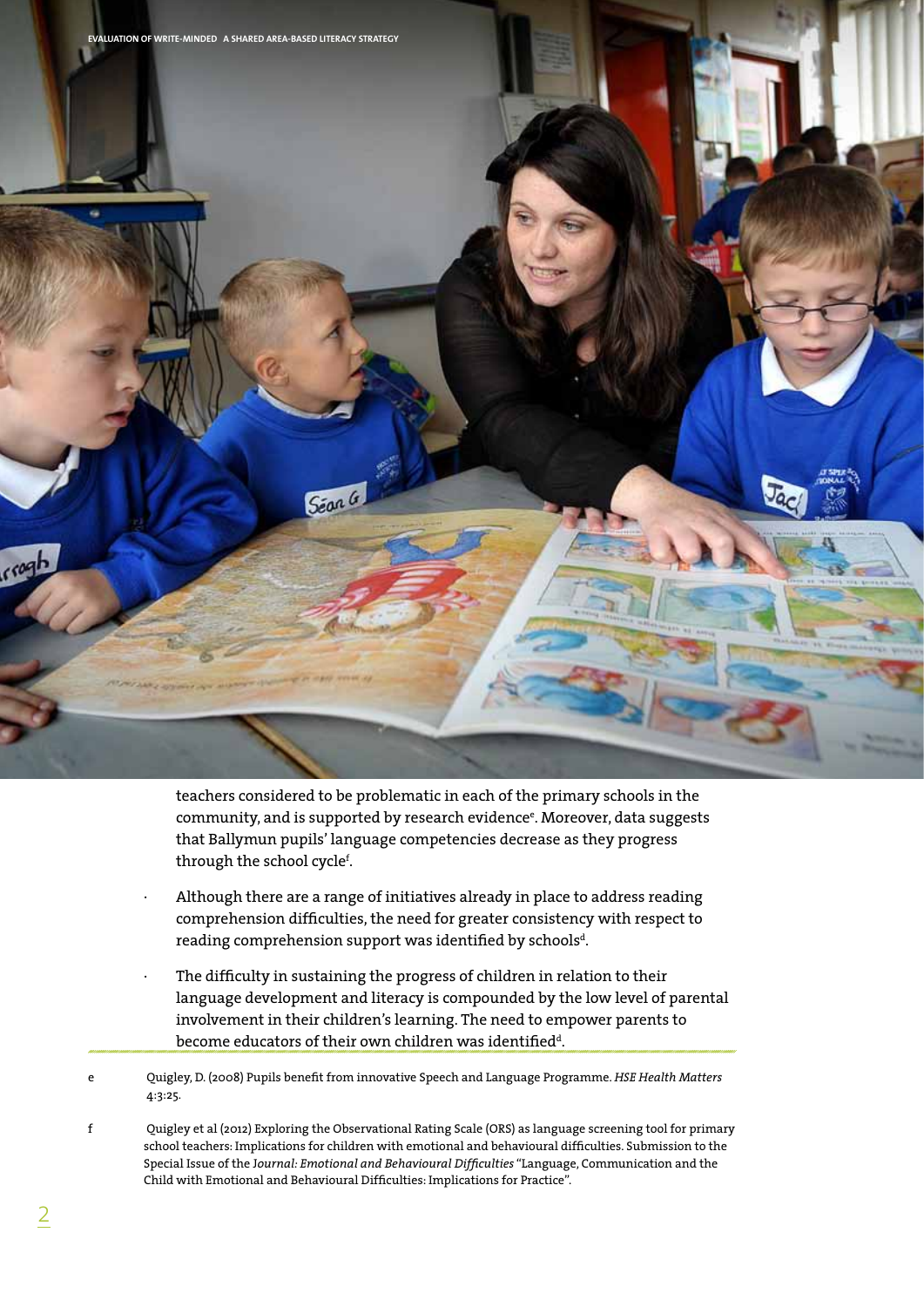teachers considered to be problematic in each of the primary schools in the community, and is supported by research evidence[e]. Moreover, data suggests that Ballymun pupils' language competencies decrease as they progress through the school cycle[f].

- Although there are a range of initiatives already in place to address reading comprehension difficulties, the need for greater consistency with respect to reading comprehension support was identified by schools[d].
- The difficulty in sustaining the progress of children in relation to their language development and literacy is compounded by the low level of parental involvement in their children's learning. The need to empower parents to become educators of their own children was identified[d].

e Quigley, D. (2008) Pupils benefit from innovative Speech and Language Programme. *HSE Health Matters* 4:3:25.

f Quigley et al (2012) Exploring the Observational Rating Scale (ORS) as language screening tool for primary school teachers: Implications for children with emotional and behavioural difficulties. Submission to the Special Issue of the *Journal: Emotional and Behavioural Difficulties* "Language, Communication and the Child with Emotional and Behavioural Difficulties: Implications for Practice".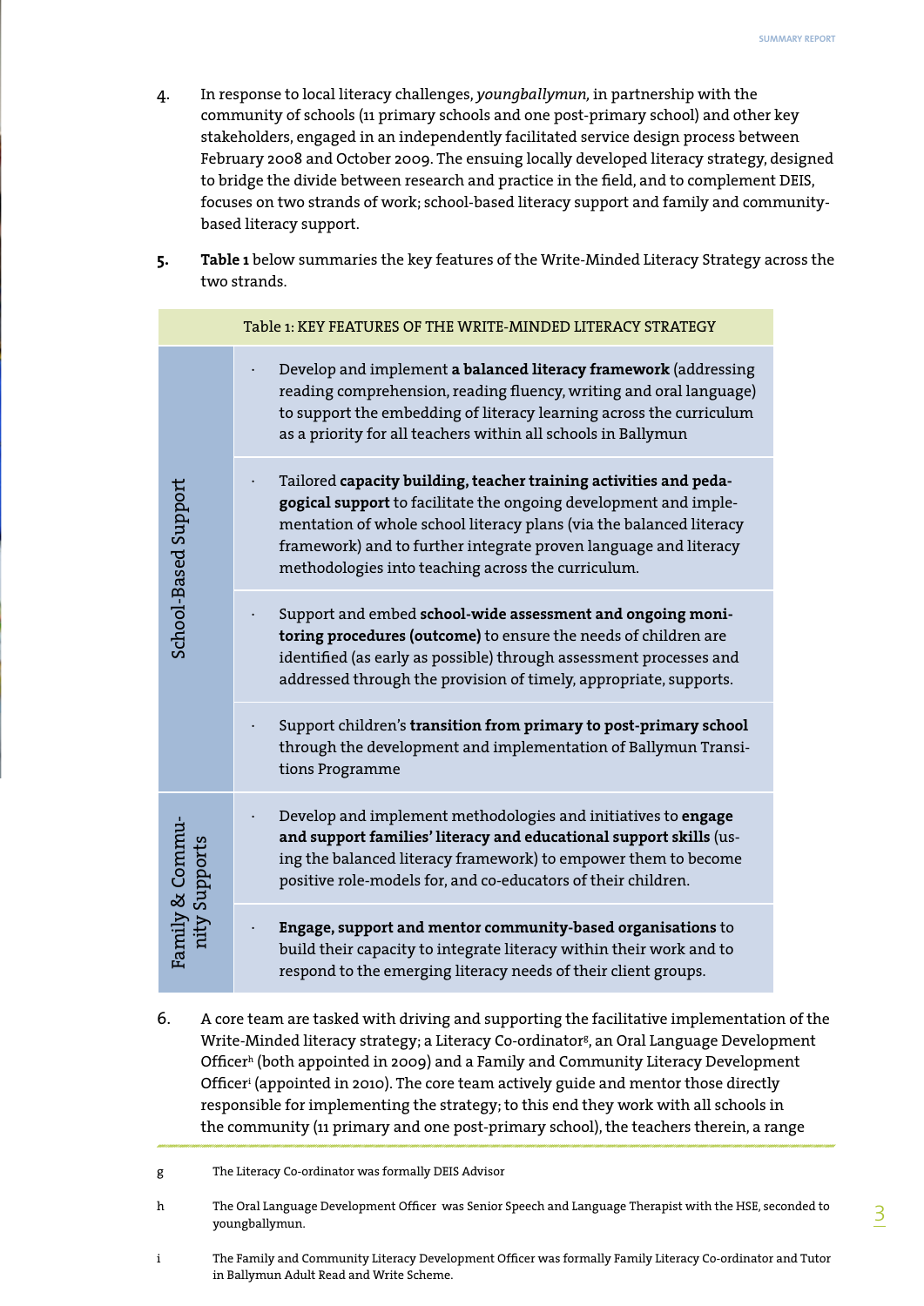4. In response to local literacy challenges, *youngballymun,* in partnership with the community of schools (11 primary schools and one post-primary school) and other key stakeholders, engaged in an independently facilitated service design process between February 2008 and October 2009. The ensuing locally developed literacy strategy, designed to bridge the divide between research and practice in the field, and to complement DEIS, focuses on two strands of work; school-based literacy support and family and community-based literacy support.

5. **Table 1** below summaries the key features of the Write-Minded Literacy Strategy across the two strands.

Table 1: KEY FEATURES OF THE WRITE-MINDED LITERACY STRATEGY

| | |
|---|---|
| School-Based Support | · Develop and implement **a balanced literacy framework** (addressing reading comprehension, reading fluency, writing and oral language) to support the embedding of literacy learning across the curriculum as a priority for all teachers within all schools in Ballymun |
| | · Tailored **capacity building, teacher training activities and pedagogical support** to facilitate the ongoing development and implementation of whole school literacy plans (via the balanced literacy framework) and to further integrate proven language and literacy methodologies into teaching across the curriculum. |
| | · Support and embed **school-wide assessment and ongoing monitoring procedures (outcome)** to ensure the needs of children are identified (as early as possible) through assessment processes and addressed through the provision of timely, appropriate, supports. |
| | · Support children's **transition from primary to post-primary school** through the development and implementation of Ballymun Transitions Programme |
| Family & Community Supports | · Develop and implement methodologies and initiatives to **engage and support families' literacy and educational support skills** (using the balanced literacy framework) to empower them to become positive role-models for, and co-educators of their children. |
| | · **Engage, support and mentor community-based organisations** to build their capacity to integrate literacy within their work and to respond to the emerging literacy needs of their client groups. |

6. A core team are tasked with driving and supporting the facilitative implementation of the Write-Minded literacy strategy; a Literacy Co-ordinator[g], an Oral Language Development Officer[h] (both appointed in 2009) and a Family and Community Literacy Development Officer[i] (appointed in 2010). The core team actively guide and mentor those directly responsible for implementing the strategy; to this end they work with all schools in the community (11 primary and one post-primary school), the teachers therein, a range

g The Literacy Co-ordinator was formally DEIS Advisor

h The Oral Language Development Officer was Senior Speech and Language Therapist with the HSE, seconded to youngballymun.

i The Family and Community Literacy Development Officer was formally Family Literacy Co-ordinator and Tutor in Ballymun Adult Read and Write Scheme.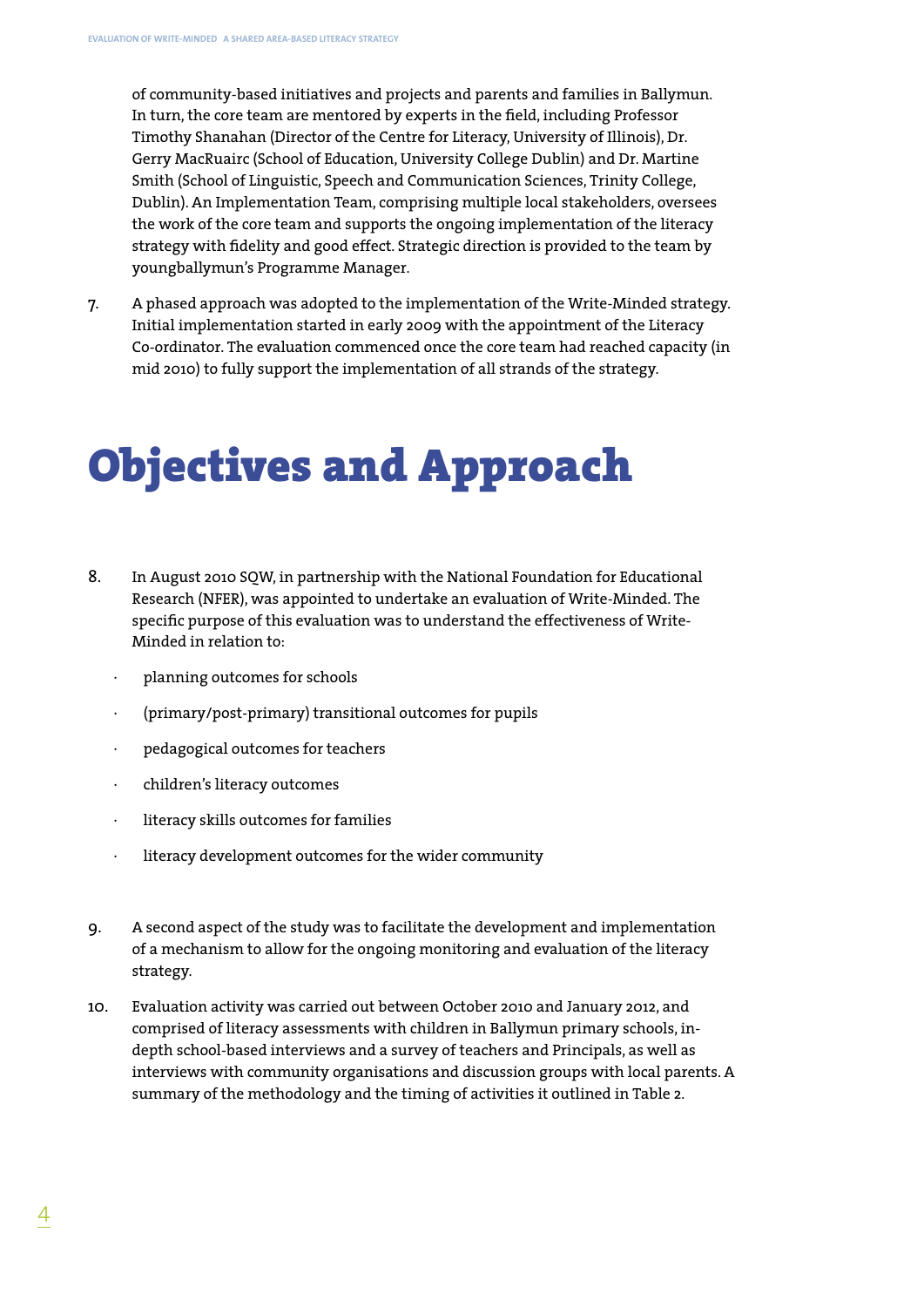of community-based initiatives and projects and parents and families in Ballymun. In turn, the core team are mentored by experts in the field, including Professor Timothy Shanahan (Director of the Centre for Literacy, University of Illinois), Dr. Gerry MacRuairc (School of Education, University College Dublin) and Dr. Martine Smith (School of Linguistic, Speech and Communication Sciences, Trinity College, Dublin). An Implementation Team, comprising multiple local stakeholders, oversees the work of the core team and supports the ongoing implementation of the literacy strategy with fidelity and good effect. Strategic direction is provided to the team by youngballymun's Programme Manager.

7. A phased approach was adopted to the implementation of the Write-Minded strategy. Initial implementation started in early 2009 with the appointment of the Literacy Co-ordinator. The evaluation commenced once the core team had reached capacity (in mid 2010) to fully support the implementation of all strands of the strategy.

# Objectives and Approach

8. In August 2010 SQW, in partnership with the National Foundation for Educational Research (NFER), was appointed to undertake an evaluation of Write-Minded. The specific purpose of this evaluation was to understand the effectiveness of Write-Minded in relation to:

- planning outcomes for schools
- (primary/post-primary) transitional outcomes for pupils
- pedagogical outcomes for teachers
- children's literacy outcomes
- literacy skills outcomes for families
- literacy development outcomes for the wider community

9. A second aspect of the study was to facilitate the development and implementation of a mechanism to allow for the ongoing monitoring and evaluation of the literacy strategy.

10. Evaluation activity was carried out between October 2010 and January 2012, and comprised of literacy assessments with children in Ballymun primary schools, in-depth school-based interviews and a survey of teachers and Principals, as well as interviews with community organisations and discussion groups with local parents. A summary of the methodology and the timing of activities it outlined in Table 2.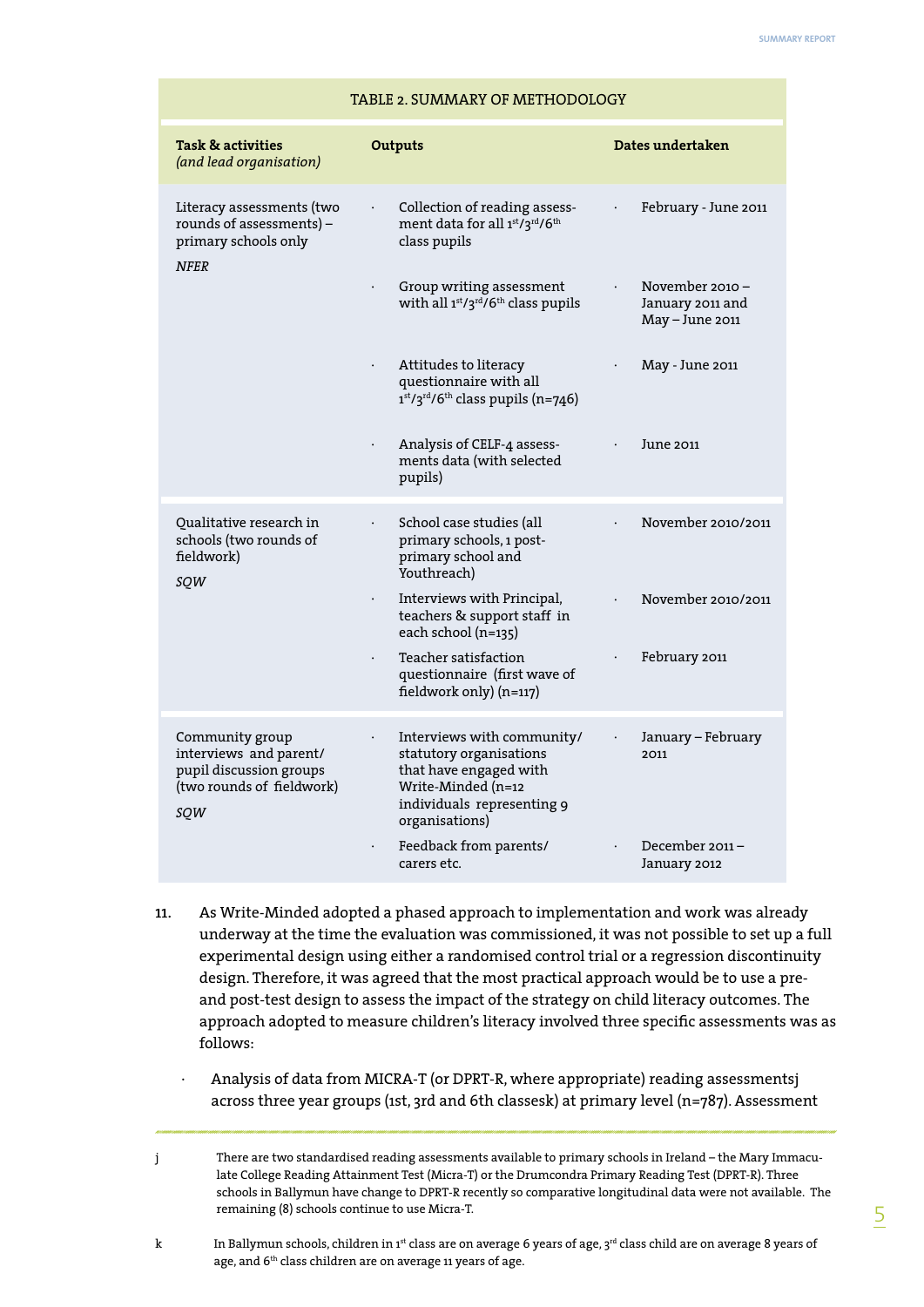TABLE 2. SUMMARY OF METHODOLOGY

| Task & activities *(and lead organisation)* | Outputs | Dates undertaken |
|---|---|---|
| Literacy assessments (two rounds of assessments) – primary schools only *NFER* | · Collection of reading assessment data for all 1st/3rd/6th class pupils | · February - June 2011 |
| | · Group writing assessment with all 1st/3rd/6th class pupils | · November 2010 – January 2011 and May – June 2011 |
| | · Attitudes to literacy questionnaire with all 1st/3rd/6th class pupils (n=746) | · May - June 2011 |
| | · Analysis of CELF-4 assessments data (with selected pupils) | · June 2011 |
| Qualitative research in schools (two rounds of fieldwork) *SQW* | · School case studies (all primary schools, 1 post-primary school and Youthreach) | · November 2010/2011 |
| | · Interviews with Principal, teachers & support staff in each school (n=135) | · November 2010/2011 |
| | · Teacher satisfaction questionnaire (first wave of fieldwork only) (n=117) | · February 2011 |
| Community group interviews and parent/pupil discussion groups (two rounds of fieldwork) *SQW* | · Interviews with community/statutory organisations that have engaged with Write-Minded (n=12 individuals representing 9 organisations) | · January – February 2011 |
| | · Feedback from parents/carers etc. | · December 2011 – January 2012 |

**11.** As Write-Minded adopted a phased approach to implementation and work was already underway at the time the evaluation was commissioned, it was not possible to set up a full experimental design using either a randomised control trial or a regression discontinuity design. Therefore, it was agreed that the most practical approach would be to use a pre- and post-test design to assess the impact of the strategy on child literacy outcomes. The approach adopted to measure children's literacy involved three specific assessments was as follows:

- Analysis of data from MICRA-T (or DPRT-R, where appropriate) reading assessments[j] across three year groups (1st, 3rd and 6th classes[k]) at primary level (n=787). Assessment

---

j There are two standardised reading assessments available to primary schools in Ireland – the Mary Immaculate College Reading Attainment Test (Micra-T) or the Drumcondra Primary Reading Test (DPRT-R). Three schools in Ballymun have change to DPRT-R recently so comparative longitudinal data were not available. The remaining (8) schools continue to use Micra-T.

k In Ballymun schools, children in 1st class are on average 6 years of age, 3rd class child are on average 8 years of age, and 6th class children are on average 11 years of age.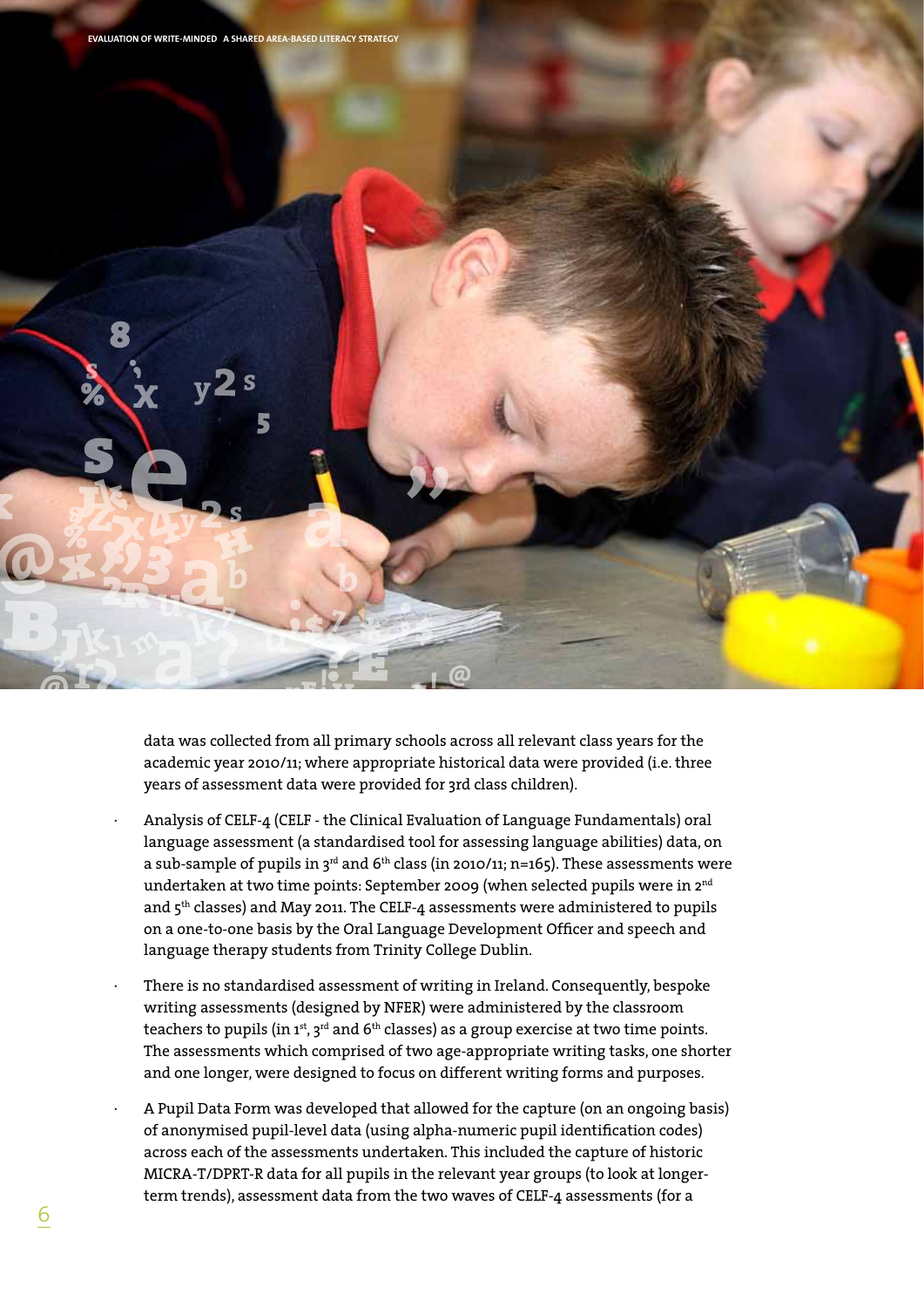data was collected from all primary schools across all relevant class years for the academic year 2010/11; where appropriate historical data were provided (i.e. three years of assessment data were provided for 3rd class children).

- Analysis of CELF-4 (CELF - the Clinical Evaluation of Language Fundamentals) oral language assessment (a standardised tool for assessing language abilities) data, on a sub-sample of pupils in 3rd and 6th class (in 2010/11; n=165). These assessments were undertaken at two time points: September 2009 (when selected pupils were in 2nd and 5th classes) and May 2011. The CELF-4 assessments were administered to pupils on a one-to-one basis by the Oral Language Development Officer and speech and language therapy students from Trinity College Dublin.

- There is no standardised assessment of writing in Ireland. Consequently, bespoke writing assessments (designed by NFER) were administered by the classroom teachers to pupils (in 1st, 3rd and 6th classes) as a group exercise at two time points. The assessments which comprised of two age-appropriate writing tasks, one shorter and one longer, were designed to focus on different writing forms and purposes.

- A Pupil Data Form was developed that allowed for the capture (on an ongoing basis) of anonymised pupil-level data (using alpha-numeric pupil identification codes) across each of the assessments undertaken. This included the capture of historic MICRA-T/DPRT-R data for all pupils in the relevant year groups (to look at longer-term trends), assessment data from the two waves of CELF-4 assessments (for a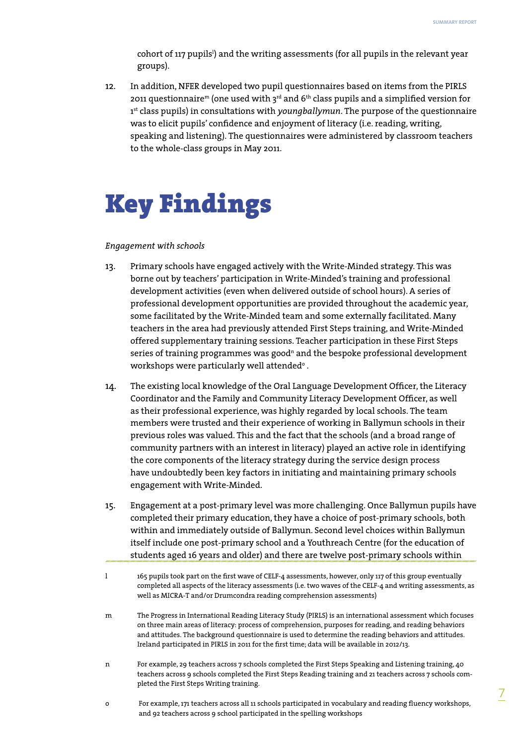cohort of 117 pupils[l]) and the writing assessments (for all pupils in the relevant year groups).

12. In addition, NFER developed two pupil questionnaires based on items from the PIRLS 2011 questionnaire[m] (one used with 3rd and 6th class pupils and a simplified version for 1st class pupils) in consultations with *youngballymun*. The purpose of the questionnaire was to elicit pupils' confidence and enjoyment of literacy (i.e. reading, writing, speaking and listening). The questionnaires were administered by classroom teachers to the whole-class groups in May 2011.

# Key Findings

*Engagement with schools*

13. Primary schools have engaged actively with the Write-Minded strategy. This was borne out by teachers' participation in Write-Minded's training and professional development activities (even when delivered outside of school hours). A series of professional development opportunities are provided throughout the academic year, some facilitated by the Write-Minded team and some externally facilitated. Many teachers in the area had previously attended First Steps training, and Write-Minded offered supplementary training sessions. Teacher participation in these First Steps series of training programmes was good[n] and the bespoke professional development workshops were particularly well attended[o].

14. The existing local knowledge of the Oral Language Development Officer, the Literacy Coordinator and the Family and Community Literacy Development Officer, as well as their professional experience, was highly regarded by local schools. The team members were trusted and their experience of working in Ballymun schools in their previous roles was valued. This and the fact that the schools (and a broad range of community partners with an interest in literacy) played an active role in identifying the core components of the literacy strategy during the service design process have undoubtedly been key factors in initiating and maintaining primary schools engagement with Write-Minded.

15. Engagement at a post-primary level was more challenging. Once Ballymun pupils have completed their primary education, they have a choice of post-primary schools, both within and immediately outside of Ballymun. Second level choices within Ballymun itself include one post-primary school and a Youthreach Centre (for the education of students aged 16 years and older) and there are twelve post-primary schools within

---

l 165 pupils took part on the first wave of CELF-4 assessments, however, only 117 of this group eventually completed all aspects of the literacy assessments (i.e. two waves of the CELF-4 and writing assessments, as well as MICRA-T and/or Drumcondra reading comprehension assessments)

m The Progress in International Reading Literacy Study (PIRLS) is an international assessment which focuses on three main areas of literacy: process of comprehension, purposes for reading, and reading behaviors and attitudes. The background questionnaire is used to determine the reading behaviors and attitudes. Ireland participated in PIRLS in 2011 for the first time; data will be available in 2012/13.

n For example, 29 teachers across 7 schools completed the First Steps Speaking and Listening training, 40 teachers across 9 schools completed the First Steps Reading training and 21 teachers across 7 schools completed the First Steps Writing training.

o For example, 171 teachers across all 11 schools participated in vocabulary and reading fluency workshops, and 92 teachers across 9 school participated in the spelling workshops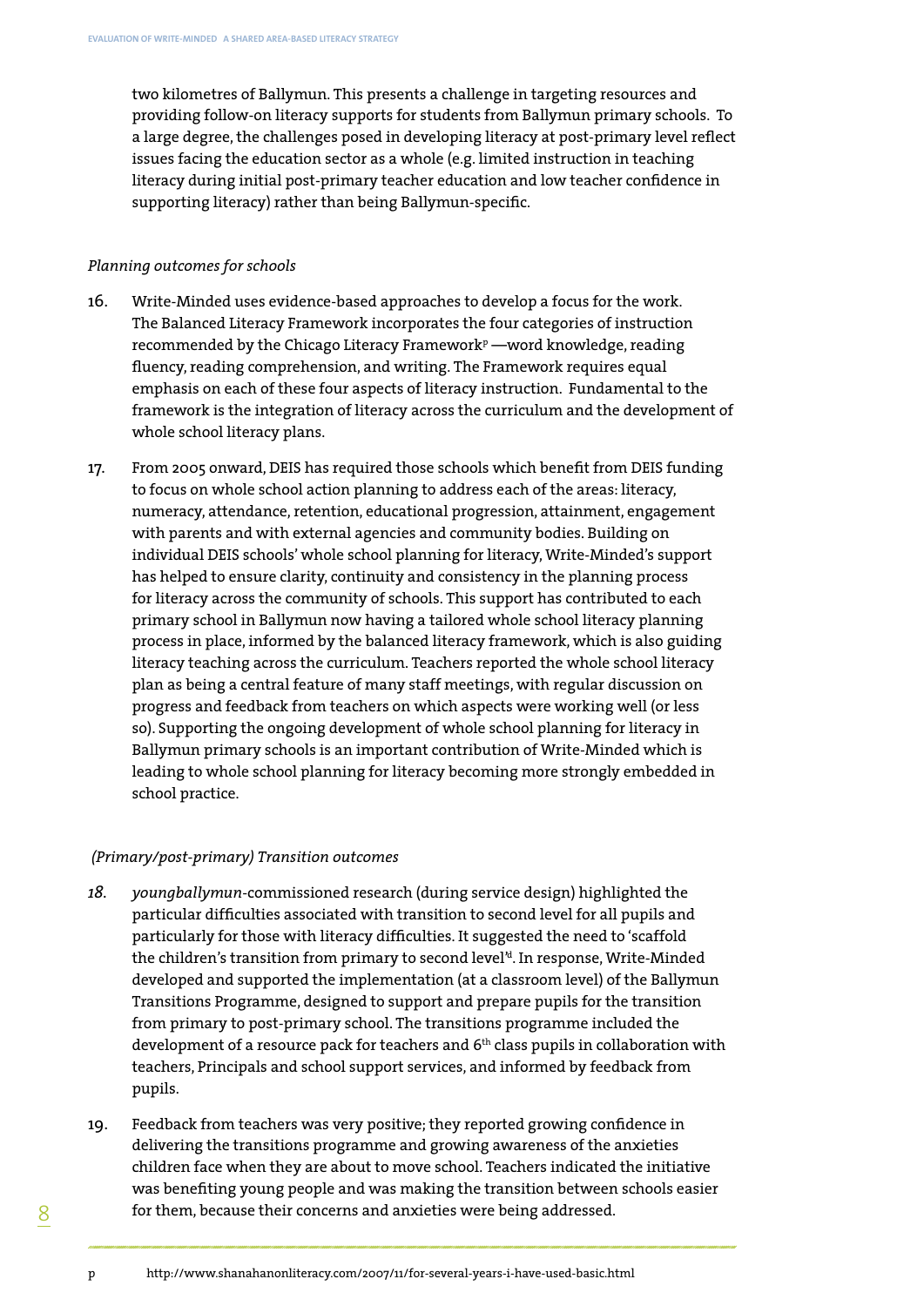two kilometres of Ballymun. This presents a challenge in targeting resources and providing follow-on literacy supports for students from Ballymun primary schools. To a large degree, the challenges posed in developing literacy at post-primary level reflect issues facing the education sector as a whole (e.g. limited instruction in teaching literacy during initial post-primary teacher education and low teacher confidence in supporting literacy) rather than being Ballymun-specific.

*Planning outcomes for schools*

16. Write-Minded uses evidence-based approaches to develop a focus for the work. The Balanced Literacy Framework incorporates the four categories of instruction recommended by the Chicago Literacy Framework[p] —word knowledge, reading fluency, reading comprehension, and writing. The Framework requires equal emphasis on each of these four aspects of literacy instruction. Fundamental to the framework is the integration of literacy across the curriculum and the development of whole school literacy plans.

17. From 2005 onward, DEIS has required those schools which benefit from DEIS funding to focus on whole school action planning to address each of the areas: literacy, numeracy, attendance, retention, educational progression, attainment, engagement with parents and with external agencies and community bodies. Building on individual DEIS schools' whole school planning for literacy, Write-Minded's support has helped to ensure clarity, continuity and consistency in the planning process for literacy across the community of schools. This support has contributed to each primary school in Ballymun now having a tailored whole school literacy planning process in place, informed by the balanced literacy framework, which is also guiding literacy teaching across the curriculum. Teachers reported the whole school literacy plan as being a central feature of many staff meetings, with regular discussion on progress and feedback from teachers on which aspects were working well (or less so). Supporting the ongoing development of whole school planning for literacy in Ballymun primary schools is an important contribution of Write-Minded which is leading to whole school planning for literacy becoming more strongly embedded in school practice.

*(Primary/post-primary) Transition outcomes*

*18.* *youngballymun*-commissioned research (during service design) highlighted the particular difficulties associated with transition to second level for all pupils and particularly for those with literacy difficulties. It suggested the need to 'scaffold the children's transition from primary to second level'[d]. In response, Write-Minded developed and supported the implementation (at a classroom level) of the Ballymun Transitions Programme, designed to support and prepare pupils for the transition from primary to post-primary school. The transitions programme included the development of a resource pack for teachers and 6th class pupils in collaboration with teachers, Principals and school support services, and informed by feedback from pupils.

19. Feedback from teachers was very positive; they reported growing confidence in delivering the transitions programme and growing awareness of the anxieties children face when they are about to move school. Teachers indicated the initiative was benefiting young people and was making the transition between schools easier for them, because their concerns and anxieties were being addressed.

p http://www.shanahanonliteracy.com/2007/11/for-several-years-i-have-used-basic.html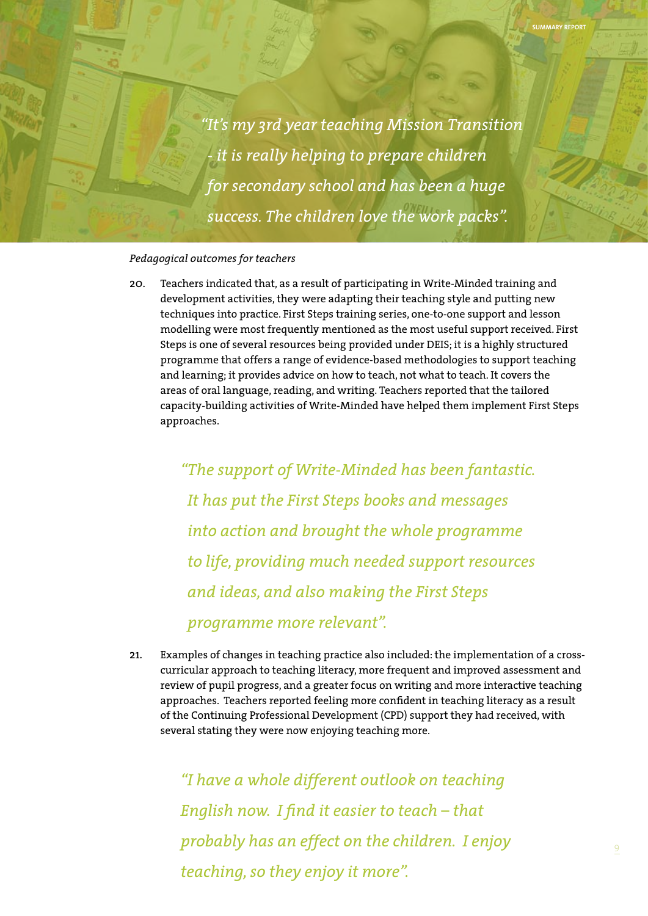*"It's my 3rd year teaching Mission Transition - it is really helping to prepare children for secondary school and has been a huge success. The children love the work packs".*

*Pedagogical outcomes for teachers*

20. Teachers indicated that, as a result of participating in Write-Minded training and development activities, they were adapting their teaching style and putting new techniques into practice. First Steps training series, one-to-one support and lesson modelling were most frequently mentioned as the most useful support received. First Steps is one of several resources being provided under DEIS; it is a highly structured programme that offers a range of evidence-based methodologies to support teaching and learning; it provides advice on how to teach, not what to teach. It covers the areas of oral language, reading, and writing. Teachers reported that the tailored capacity-building activities of Write-Minded have helped them implement First Steps approaches.

*"The support of Write-Minded has been fantastic. It has put the First Steps books and messages into action and brought the whole programme to life, providing much needed support resources and ideas, and also making the First Steps programme more relevant".*

21. Examples of changes in teaching practice also included: the implementation of a cross-curricular approach to teaching literacy, more frequent and improved assessment and review of pupil progress, and a greater focus on writing and more interactive teaching approaches. Teachers reported feeling more confident in teaching literacy as a result of the Continuing Professional Development (CPD) support they had received, with several stating they were now enjoying teaching more.

*"I have a whole different outlook on teaching English now. I find it easier to teach – that probably has an effect on the children. I enjoy teaching, so they enjoy it more".*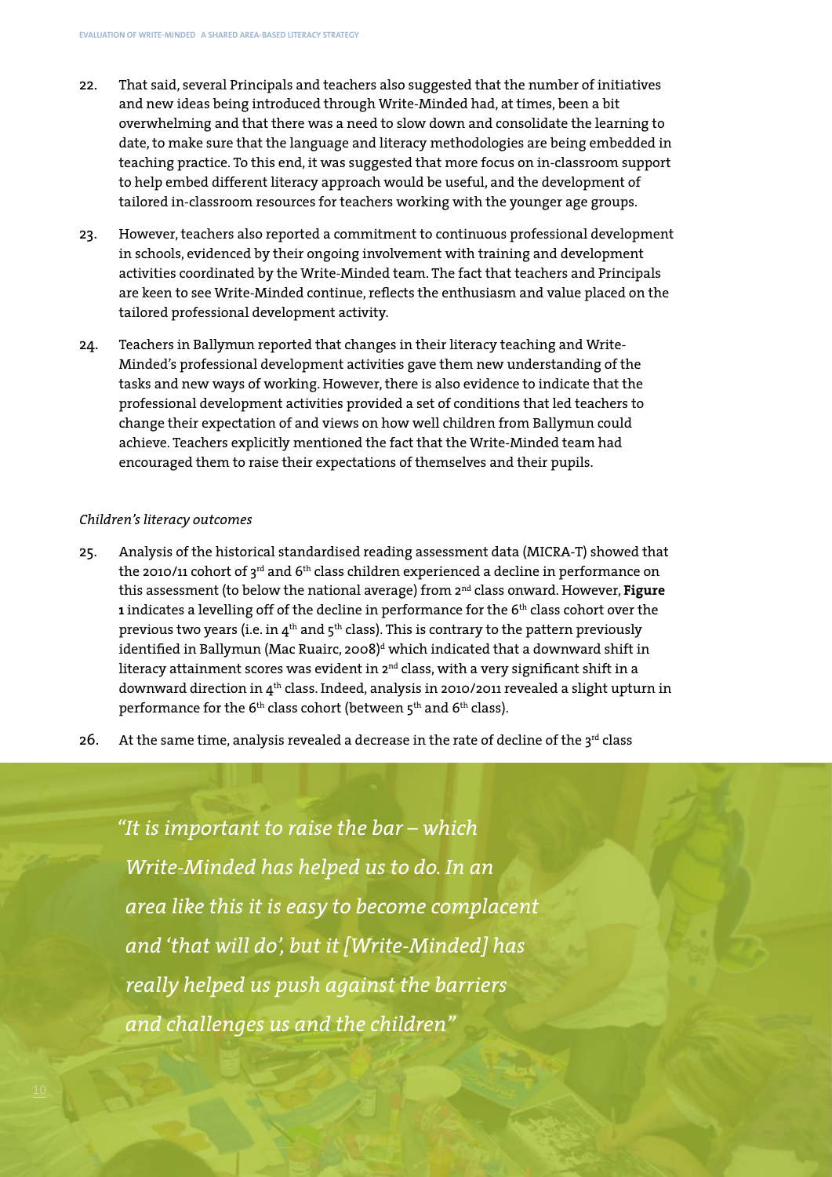22. That said, several Principals and teachers also suggested that the number of initiatives and new ideas being introduced through Write-Minded had, at times, been a bit overwhelming and that there was a need to slow down and consolidate the learning to date, to make sure that the language and literacy methodologies are being embedded in teaching practice. To this end, it was suggested that more focus on in-classroom support to help embed different literacy approach would be useful, and the development of tailored in-classroom resources for teachers working with the younger age groups.

23. However, teachers also reported a commitment to continuous professional development in schools, evidenced by their ongoing involvement with training and development activities coordinated by the Write-Minded team. The fact that teachers and Principals are keen to see Write-Minded continue, reflects the enthusiasm and value placed on the tailored professional development activity.

24. Teachers in Ballymun reported that changes in their literacy teaching and Write-Minded's professional development activities gave them new understanding of the tasks and new ways of working. However, there is also evidence to indicate that the professional development activities provided a set of conditions that led teachers to change their expectation of and views on how well children from Ballymun could achieve. Teachers explicitly mentioned the fact that the Write-Minded team had encouraged them to raise their expectations of themselves and their pupils.

*Children's literacy outcomes*

25. Analysis of the historical standardised reading assessment data (MICRA-T) showed that the 2010/11 cohort of 3rd and 6th class children experienced a decline in performance on this assessment (to below the national average) from 2nd class onward. However, **Figure 1** indicates a levelling off of the decline in performance for the 6th class cohort over the previous two years (i.e. in 4th and 5th class). This is contrary to the pattern previously identified in Ballymun (Mac Ruairc, 2008)[d] which indicated that a downward shift in literacy attainment scores was evident in 2nd class, with a very significant shift in a downward direction in 4th class. Indeed, analysis in 2010/2011 revealed a slight upturn in performance for the 6th class cohort (between 5th and 6th class).

26. At the same time, analysis revealed a decrease in the rate of decline of the 3rd class

*"It is important to raise the bar – which Write-Minded has helped us to do. In an area like this it is easy to become complacent and 'that will do', but it [Write-Minded] has really helped us push against the barriers and challenges us and the children"*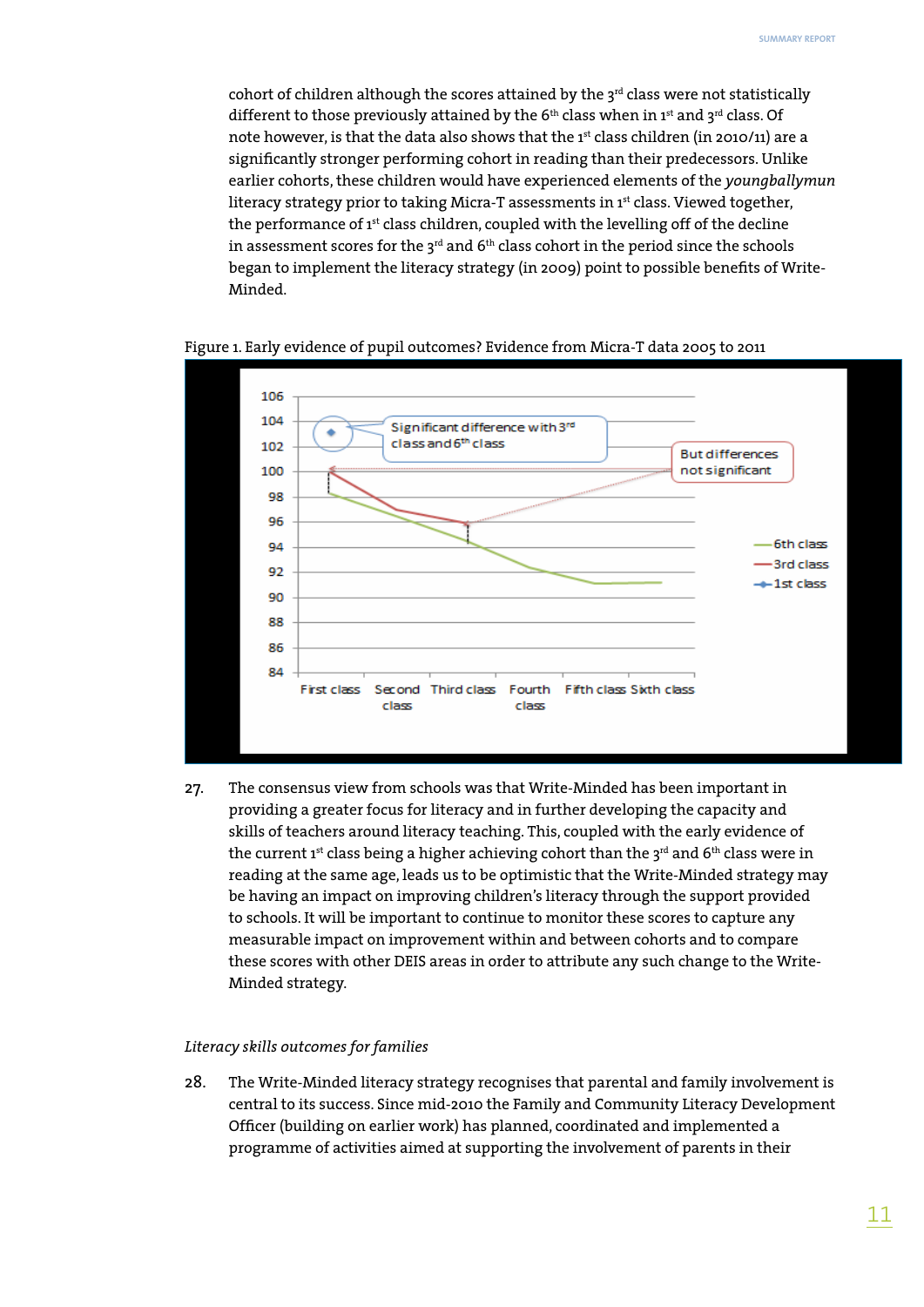cohort of children although the scores attained by the 3rd class were not statistically different to those previously attained by the 6th class when in 1st and 3rd class. Of note however, is that the data also shows that the 1st class children (in 2010/11) are a significantly stronger performing cohort in reading than their predecessors. Unlike earlier cohorts, these children would have experienced elements of the *youngballymun* literacy strategy prior to taking Micra-T assessments in 1st class. Viewed together, the performance of 1st class children, coupled with the levelling off of the decline in assessment scores for the 3rd and 6th class cohort in the period since the schools began to implement the literacy strategy (in 2009) point to possible benefits of Write-Minded.

Figure 1. Early evidence of pupil outcomes? Evidence from Micra-T data 2005 to 2011

106
104
102
100
98
96
94
92
90
88
86
84

Significant difference with 3rd class and 6th class

But differences not significant

First class
Second class
Third class
Fourth class
Fifth class
Sixth class

6th class
3rd class
1st class

27. The consensus view from schools was that Write-Minded has been important in providing a greater focus for literacy and in further developing the capacity and skills of teachers around literacy teaching. This, coupled with the early evidence of the current 1st class being a higher achieving cohort than the 3rd and 6th class were in reading at the same age, leads us to be optimistic that the Write-Minded strategy may be having an impact on improving children's literacy through the support provided to schools. It will be important to continue to monitor these scores to capture any measurable impact on improvement within and between cohorts and to compare these scores with other DEIS areas in order to attribute any such change to the Write-Minded strategy.

*Literacy skills outcomes for families*

28. The Write-Minded literacy strategy recognises that parental and family involvement is central to its success. Since mid-2010 the Family and Community Literacy Development Officer (building on earlier work) has planned, coordinated and implemented a programme of activities aimed at supporting the involvement of parents in their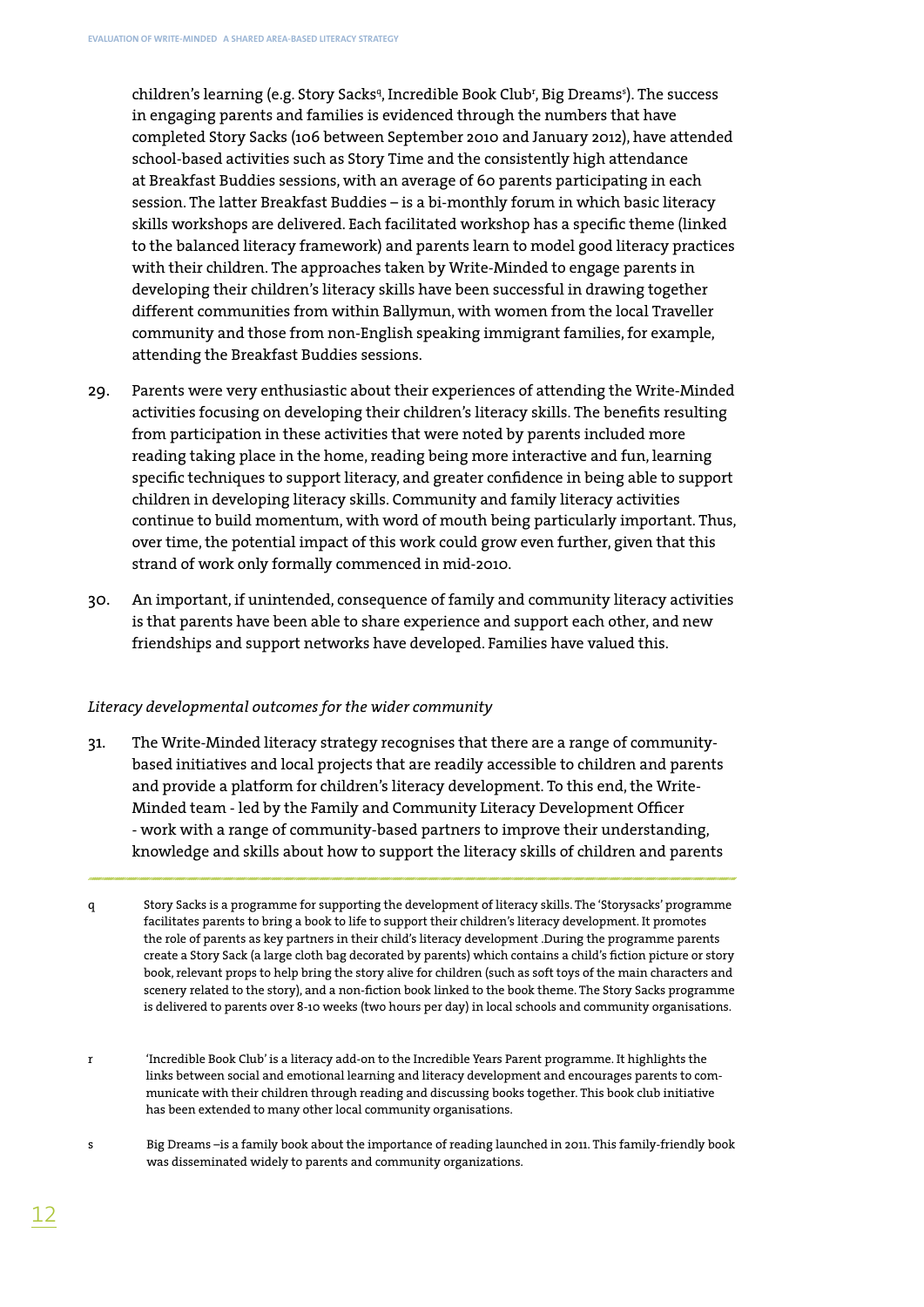children's learning (e.g. Story Sacks[q], Incredible Book Club[r], Big Dreams[s]). The success in engaging parents and families is evidenced through the numbers that have completed Story Sacks (106 between September 2010 and January 2012), have attended school-based activities such as Story Time and the consistently high attendance at Breakfast Buddies sessions, with an average of 60 parents participating in each session. The latter Breakfast Buddies – is a bi-monthly forum in which basic literacy skills workshops are delivered. Each facilitated workshop has a specific theme (linked to the balanced literacy framework) and parents learn to model good literacy practices with their children. The approaches taken by Write-Minded to engage parents in developing their children's literacy skills have been successful in drawing together different communities from within Ballymun, with women from the local Traveller community and those from non-English speaking immigrant families, for example, attending the Breakfast Buddies sessions.

29. Parents were very enthusiastic about their experiences of attending the Write-Minded activities focusing on developing their children's literacy skills. The benefits resulting from participation in these activities that were noted by parents included more reading taking place in the home, reading being more interactive and fun, learning specific techniques to support literacy, and greater confidence in being able to support children in developing literacy skills. Community and family literacy activities continue to build momentum, with word of mouth being particularly important. Thus, over time, the potential impact of this work could grow even further, given that this strand of work only formally commenced in mid-2010.

30. An important, if unintended, consequence of family and community literacy activities is that parents have been able to share experience and support each other, and new friendships and support networks have developed. Families have valued this.

*Literacy developmental outcomes for the wider community*

31. The Write-Minded literacy strategy recognises that there are a range of community-based initiatives and local projects that are readily accessible to children and parents and provide a platform for children's literacy development. To this end, the Write-Minded team - led by the Family and Community Literacy Development Officer - work with a range of community-based partners to improve their understanding, knowledge and skills about how to support the literacy skills of children and parents

---

q Story Sacks is a programme for supporting the development of literacy skills. The 'Storysacks' programme facilitates parents to bring a book to life to support their children's literacy development. It promotes the role of parents as key partners in their child's literacy development .During the programme parents create a Story Sack (a large cloth bag decorated by parents) which contains a child's fiction picture or story book, relevant props to help bring the story alive for children (such as soft toys of the main characters and scenery related to the story), and a non-fiction book linked to the book theme. The Story Sacks programme is delivered to parents over 8-10 weeks (two hours per day) in local schools and community organisations.

r 'Incredible Book Club' is a literacy add-on to the Incredible Years Parent programme. It highlights the links between social and emotional learning and literacy development and encourages parents to communicate with their children through reading and discussing books together. This book club initiative has been extended to many other local community organisations.

s Big Dreams –is a family book about the importance of reading launched in 2011. This family-friendly book was disseminated widely to parents and community organizations.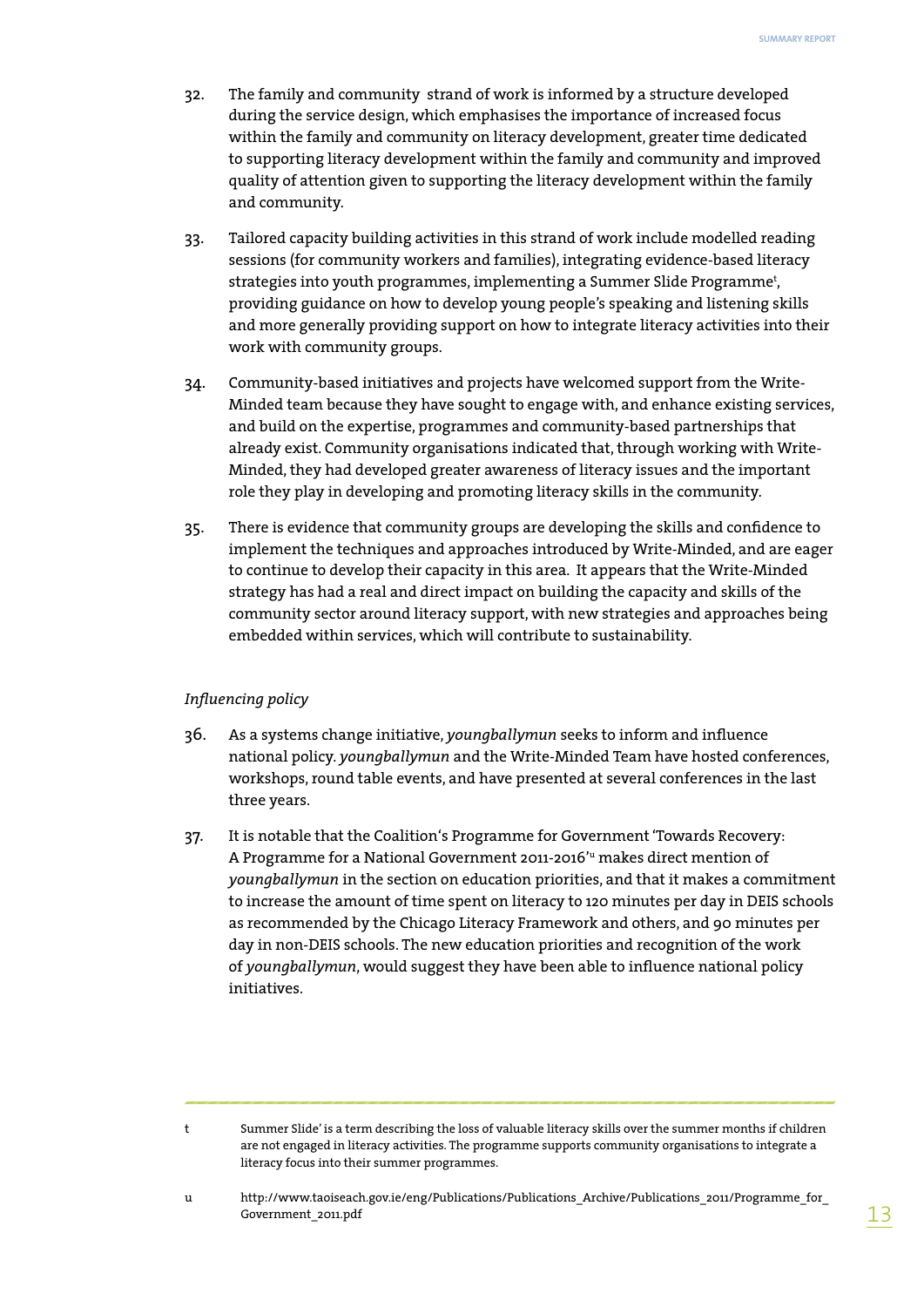32. The family and community strand of work is informed by a structure developed during the service design, which emphasises the importance of increased focus within the family and community on literacy development, greater time dedicated to supporting literacy development within the family and community and improved quality of attention given to supporting the literacy development within the family and community.

33. Tailored capacity building activities in this strand of work include modelled reading sessions (for community workers and families), integrating evidence-based literacy strategies into youth programmes, implementing a Summer Slide Programme[t], providing guidance on how to develop young people's speaking and listening skills and more generally providing support on how to integrate literacy activities into their work with community groups.

34. Community-based initiatives and projects have welcomed support from the Write-Minded team because they have sought to engage with, and enhance existing services, and build on the expertise, programmes and community-based partnerships that already exist. Community organisations indicated that, through working with Write-Minded, they had developed greater awareness of literacy issues and the important role they play in developing and promoting literacy skills in the community.

35. There is evidence that community groups are developing the skills and confidence to implement the techniques and approaches introduced by Write-Minded, and are eager to continue to develop their capacity in this area. It appears that the Write-Minded strategy has had a real and direct impact on building the capacity and skills of the community sector around literacy support, with new strategies and approaches being embedded within services, which will contribute to sustainability.

*Influencing policy*

36. As a systems change initiative, *youngballymun* seeks to inform and influence national policy. *youngballymun* and the Write-Minded Team have hosted conferences, workshops, round table events, and have presented at several conferences in the last three years.

37. It is notable that the Coalition's Programme for Government 'Towards Recovery: A Programme for a National Government 2011-2016'[u] makes direct mention of *youngballymun* in the section on education priorities, and that it makes a commitment to increase the amount of time spent on literacy to 120 minutes per day in DEIS schools as recommended by the Chicago Literacy Framework and others, and 90 minutes per day in non-DEIS schools. The new education priorities and recognition of the work of *youngballymun*, would suggest they have been able to influence national policy initiatives.

---

t Summer Slide' is a term describing the loss of valuable literacy skills over the summer months if children are not engaged in literacy activities. The programme supports community organisations to integrate a literacy focus into their summer programmes.

u http://www.taoiseach.gov.ie/eng/Publications/Publications_Archive/Publications_2011/Programme_for_Government_2011.pdf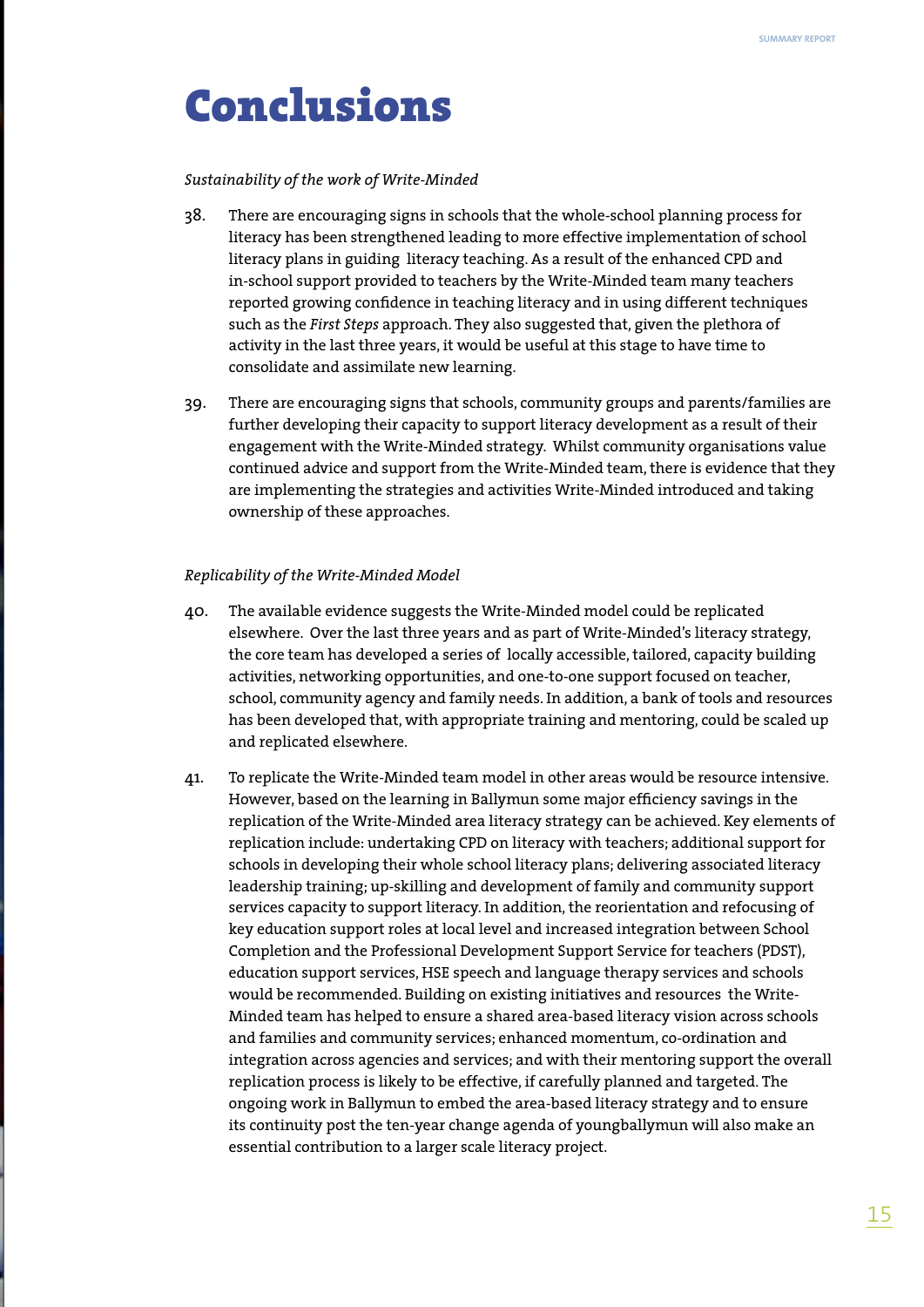# Conclusions

*Sustainability of the work of Write-Minded*

38. There are encouraging signs in schools that the whole-school planning process for literacy has been strengthened leading to more effective implementation of school literacy plans in guiding literacy teaching. As a result of the enhanced CPD and in-school support provided to teachers by the Write-Minded team many teachers reported growing confidence in teaching literacy and in using different techniques such as the *First Steps* approach. They also suggested that, given the plethora of activity in the last three years, it would be useful at this stage to have time to consolidate and assimilate new learning.

39. There are encouraging signs that schools, community groups and parents/families are further developing their capacity to support literacy development as a result of their engagement with the Write-Minded strategy. Whilst community organisations value continued advice and support from the Write-Minded team, there is evidence that they are implementing the strategies and activities Write-Minded introduced and taking ownership of these approaches.

*Replicability of the Write-Minded Model*

40. The available evidence suggests the Write-Minded model could be replicated elsewhere. Over the last three years and as part of Write-Minded's literacy strategy, the core team has developed a series of locally accessible, tailored, capacity building activities, networking opportunities, and one-to-one support focused on teacher, school, community agency and family needs. In addition, a bank of tools and resources has been developed that, with appropriate training and mentoring, could be scaled up and replicated elsewhere.

41. To replicate the Write-Minded team model in other areas would be resource intensive. However, based on the learning in Ballymun some major efficiency savings in the replication of the Write-Minded area literacy strategy can be achieved. Key elements of replication include: undertaking CPD on literacy with teachers; additional support for schools in developing their whole school literacy plans; delivering associated literacy leadership training; up-skilling and development of family and community support services capacity to support literacy. In addition, the reorientation and refocusing of key education support roles at local level and increased integration between School Completion and the Professional Development Support Service for teachers (PDST), education support services, HSE speech and language therapy services and schools would be recommended. Building on existing initiatives and resources the Write-Minded team has helped to ensure a shared area-based literacy vision across schools and families and community services; enhanced momentum, co-ordination and integration across agencies and services; and with their mentoring support the overall replication process is likely to be effective, if carefully planned and targeted. The ongoing work in Ballymun to embed the area-based literacy strategy and to ensure its continuity post the ten-year change agenda of youngballymun will also make an essential contribution to a larger scale literacy project.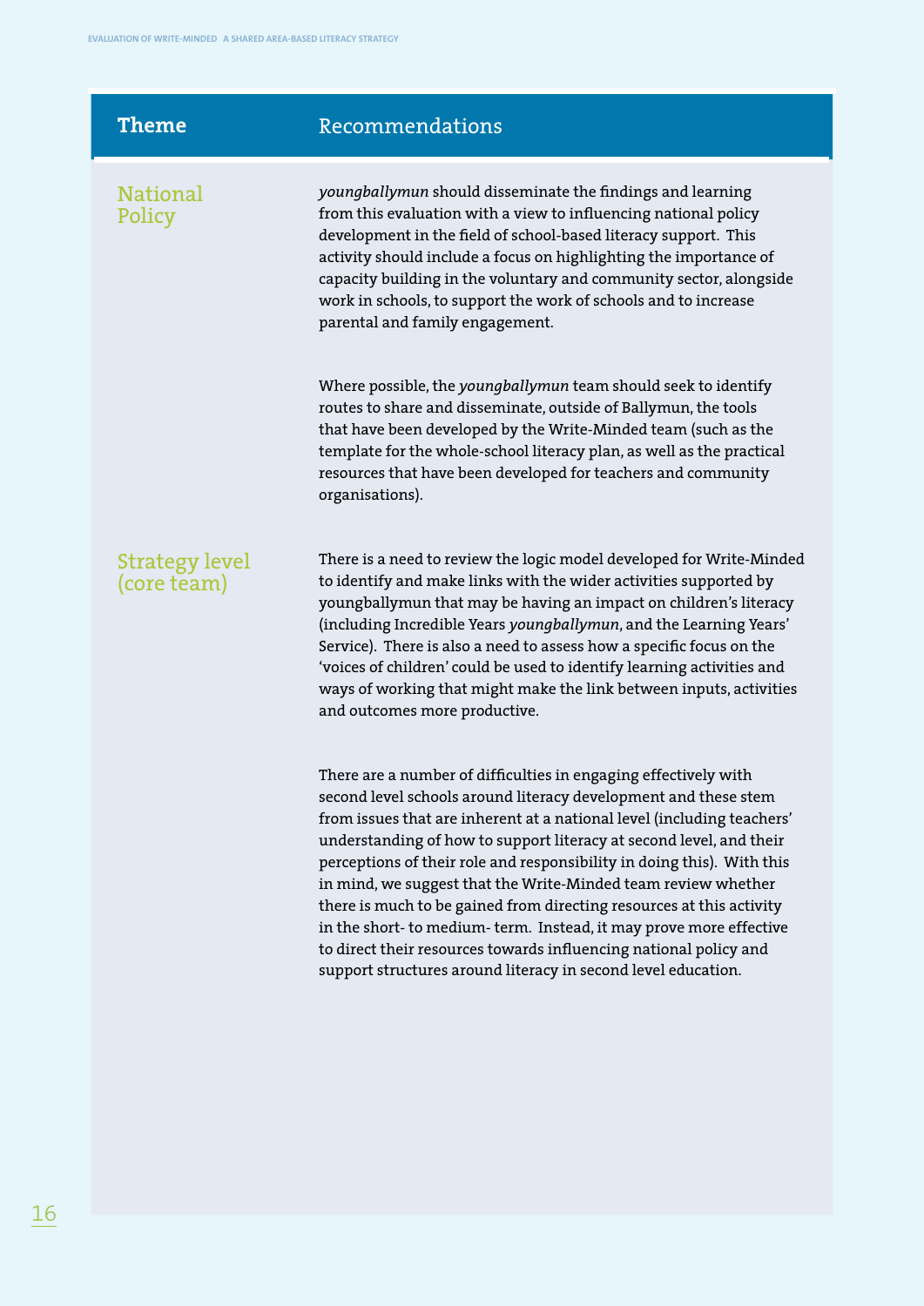| Theme | Recommendations |
|---|---|
| National Policy | *youngballymun* should disseminate the findings and learning from this evaluation with a view to influencing national policy development in the field of school-based literacy support. This activity should include a focus on highlighting the importance of capacity building in the voluntary and community sector, alongside work in schools, to support the work of schools and to increase parental and family engagement. |
| | Where possible, the *youngballymun* team should seek to identify routes to share and disseminate, outside of Ballymun, the tools that have been developed by the Write-Minded team (such as the template for the whole-school literacy plan, as well as the practical resources that have been developed for teachers and community organisations). |
| Strategy level (core team) | There is a need to review the logic model developed for Write-Minded to identify and make links with the wider activities supported by youngballymun that may be having an impact on children's literacy (including Incredible Years *youngballymun*, and the Learning Years' Service). There is also a need to assess how a specific focus on the 'voices of children' could be used to identify learning activities and ways of working that might make the link between inputs, activities and outcomes more productive. |
| | There are a number of difficulties in engaging effectively with second level schools around literacy development and these stem from issues that are inherent at a national level (including teachers' understanding of how to support literacy at second level, and their perceptions of their role and responsibility in doing this). With this in mind, we suggest that the Write-Minded team review whether there is much to be gained from directing resources at this activity in the short- to medium- term. Instead, it may prove more effective to direct their resources towards influencing national policy and support structures around literacy in second level education. |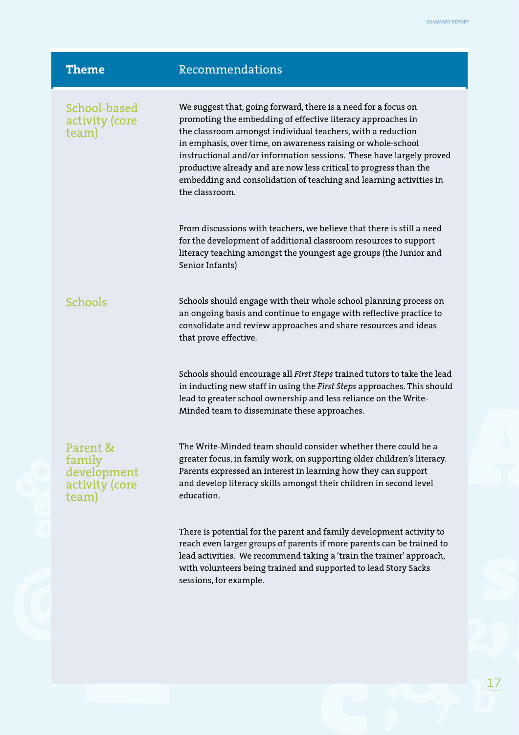| Theme | Recommendations |
|---|---|
| School-based activity (core team) | We suggest that, going forward, there is a need for a focus on promoting the embedding of effective literacy approaches in the classroom amongst individual teachers, with a reduction in emphasis, over time, on awareness raising or whole-school instructional and/or information sessions. These have largely proved productive already and are now less critical to progress than the embedding and consolidation of teaching and learning activities in the classroom. |
| | From discussions with teachers, we believe that there is still a need for the development of additional classroom resources to support literacy teaching amongst the youngest age groups (the Junior and Senior Infants) |
| Schools | Schools should engage with their whole school planning process on an ongoing basis and continue to engage with reflective practice to consolidate and review approaches and share resources and ideas that prove effective. |
| | Schools should encourage all *First Steps* trained tutors to take the lead in inducting new staff in using the *First Steps* approaches. This should lead to greater school ownership and less reliance on the Write-Minded team to disseminate these approaches. |
| Parent & family development activity (core team) | The Write-Minded team should consider whether there could be a greater focus, in family work, on supporting older children's literacy. Parents expressed an interest in learning how they can support and develop literacy skills amongst their children in second level education. |
| | There is potential for the parent and family development activity to reach even larger groups of parents if more parents can be trained to lead activities. We recommend taking a 'train the trainer' approach, with volunteers being trained and supported to lead Story Sacks sessions, for example. |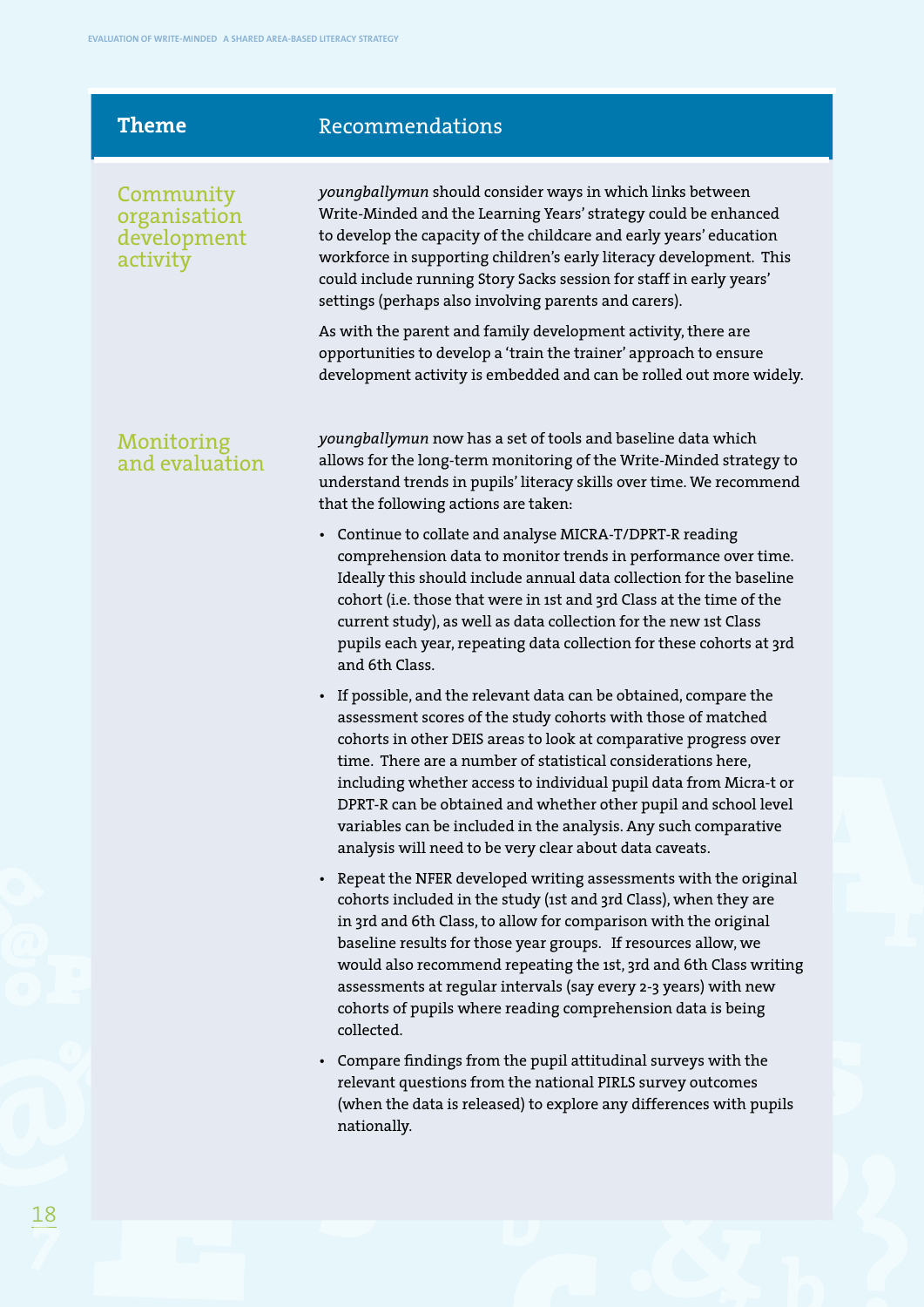| Theme | Recommendations |
|---|---|
| Community organisation development activity | *youngballymun* should consider ways in which links between Write-Minded and the Learning Years' strategy could be enhanced to develop the capacity of the childcare and early years' education workforce in supporting children's early literacy development. This could include running Story Sacks session for staff in early years' settings (perhaps also involving parents and carers).<br><br>As with the parent and family development activity, there are opportunities to develop a 'train the trainer' approach to ensure development activity is embedded and can be rolled out more widely. |
| Monitoring and evaluation | *youngballymun* now has a set of tools and baseline data which allows for the long-term monitoring of the Write-Minded strategy to understand trends in pupils' literacy skills over time. We recommend that the following actions are taken:<br><br>• Continue to collate and analyse MICRA-T/DPRT-R reading comprehension data to monitor trends in performance over time. Ideally this should include annual data collection for the baseline cohort (i.e. those that were in 1st and 3rd Class at the time of the current study), as well as data collection for the new 1st Class pupils each year, repeating data collection for these cohorts at 3rd and 6th Class.<br><br>• If possible, and the relevant data can be obtained, compare the assessment scores of the study cohorts with those of matched cohorts in other DEIS areas to look at comparative progress over time. There are a number of statistical considerations here, including whether access to individual pupil data from Micra-t or DPRT-R can be obtained and whether other pupil and school level variables can be included in the analysis. Any such comparative analysis will need to be very clear about data caveats.<br><br>• Repeat the NFER developed writing assessments with the original cohorts included in the study (1st and 3rd Class), when they are in 3rd and 6th Class, to allow for comparison with the original baseline results for those year groups. If resources allow, we would also recommend repeating the 1st, 3rd and 6th Class writing assessments at regular intervals (say every 2-3 years) with new cohorts of pupils where reading comprehension data is being collected.<br><br>• Compare findings from the pupil attitudinal surveys with the relevant questions from the national PIRLS survey outcomes (when the data is released) to explore any differences with pupils nationally. |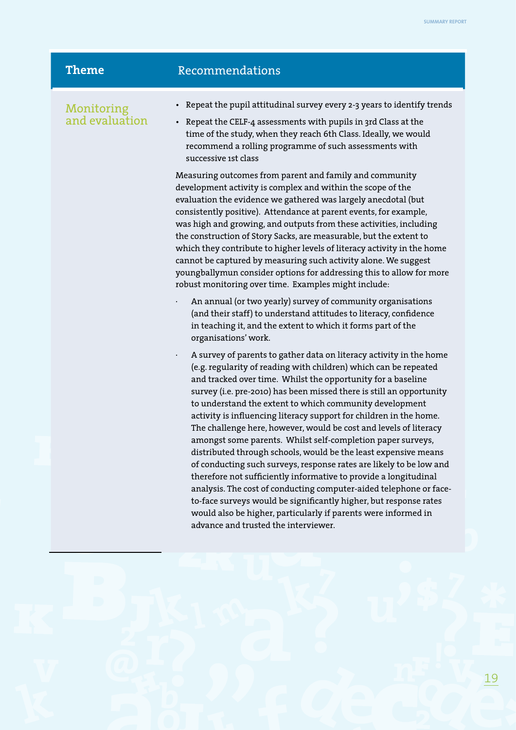| Theme | Recommendations |
|---|---|
| Monitoring and evaluation | • Repeat the pupil attitudinal survey every 2-3 years to identify trends<br><br>• Repeat the CELF-4 assessments with pupils in 3rd Class at the time of the study, when they reach 6th Class. Ideally, we would recommend a rolling programme of such assessments with successive 1st class<br><br>Measuring outcomes from parent and family and community development activity is complex and within the scope of the evaluation the evidence we gathered was largely anecdotal (but consistently positive). Attendance at parent events, for example, was high and growing, and outputs from these activities, including the construction of Story Sacks, are measurable, but the extent to which they contribute to higher levels of literacy activity in the home cannot be captured by measuring such activity alone. We suggest youngballymun consider options for addressing this to allow for more robust monitoring over time. Examples might include:<br><br>· An annual (or two yearly) survey of community organisations (and their staff) to understand attitudes to literacy, confidence in teaching it, and the extent to which it forms part of the organisations' work.<br><br>· A survey of parents to gather data on literacy activity in the home (e.g. regularity of reading with children) which can be repeated and tracked over time. Whilst the opportunity for a baseline survey (i.e. pre-2010) has been missed there is still an opportunity to understand the extent to which community development activity is influencing literacy support for children in the home. The challenge here, however, would be cost and levels of literacy amongst some parents. Whilst self-completion paper surveys, distributed through schools, would be the least expensive means of conducting such surveys, response rates are likely to be low and therefore not sufficiently informative to provide a longitudinal analysis. The cost of conducting computer-aided telephone or face-to-face surveys would be significantly higher, but response rates would also be higher, particularly if parents were informed in advance and trusted the interviewer. |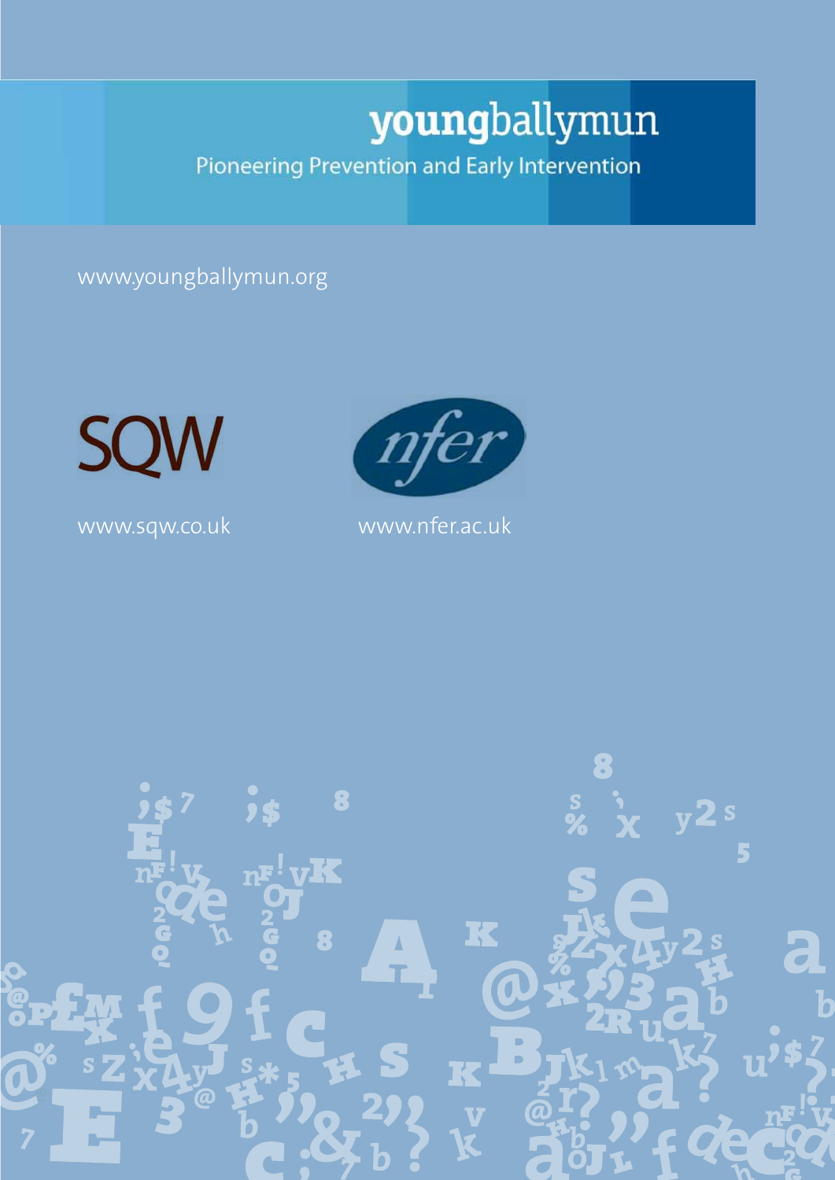**young**ballymun

Pioneering Prevention and Early Intervention

www.youngballymun.org

SQW

nfer

www.sqw.co.uk

www.nfer.ac.uk